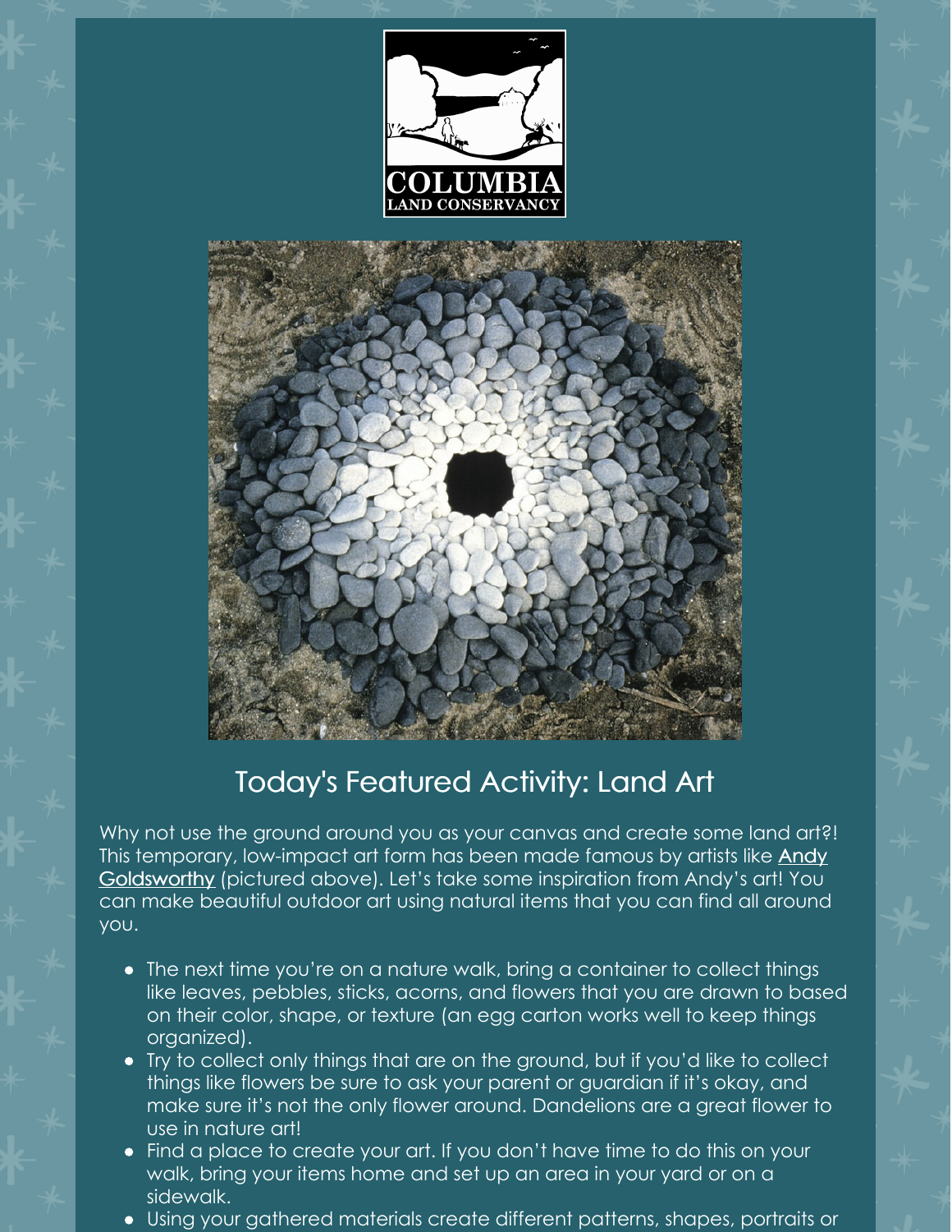COLUMBIA
LAND CONSERVANCY

## Today's Featured Activity: Land Art

Why not use the ground around you as your canvas and create some land art?! This temporary, low-impact art form has been made famous by artists like Andy Goldsworthy (pictured above). Let's take some inspiration from Andy's art! You can make beautiful outdoor art using natural items that you can find all around you.

- The next time you're on a nature walk, bring a container to collect things like leaves, pebbles, sticks, acorns, and flowers that you are drawn to based on their color, shape, or texture (an egg carton works well to keep things organized).
- Try to collect only things that are on the ground, but if you'd like to collect things like flowers be sure to ask your parent or guardian if it's okay, and make sure it's not the only flower around. Dandelions are a great flower to use in nature art!
- Find a place to create your art. If you don't have time to do this on your walk, bring your items home and set up an area in your yard or on a sidewalk.
- Using your gathered materials create different patterns, shapes, portraits or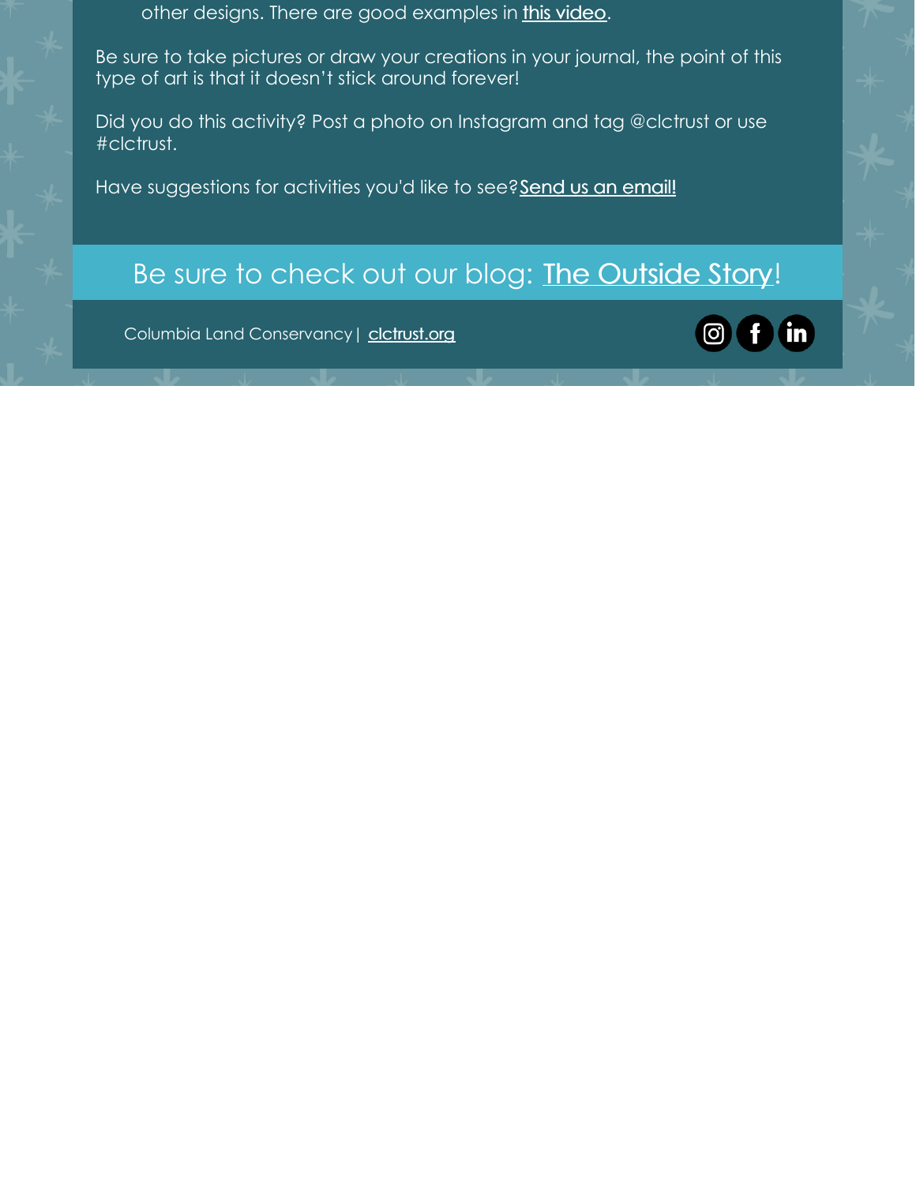other designs. There are good examples in this video.

Be sure to take pictures or draw your creations in your journal, the point of this type of art is that it doesn't stick around forever!

Did you do this activity? Post a photo on Instagram and tag @clctrust or use #clctrust.

Have suggestions for activities you'd like to see? Send us an email!

Be sure to check out our blog: The Outside Story!

Columbia Land Conservancy | clctrust.org